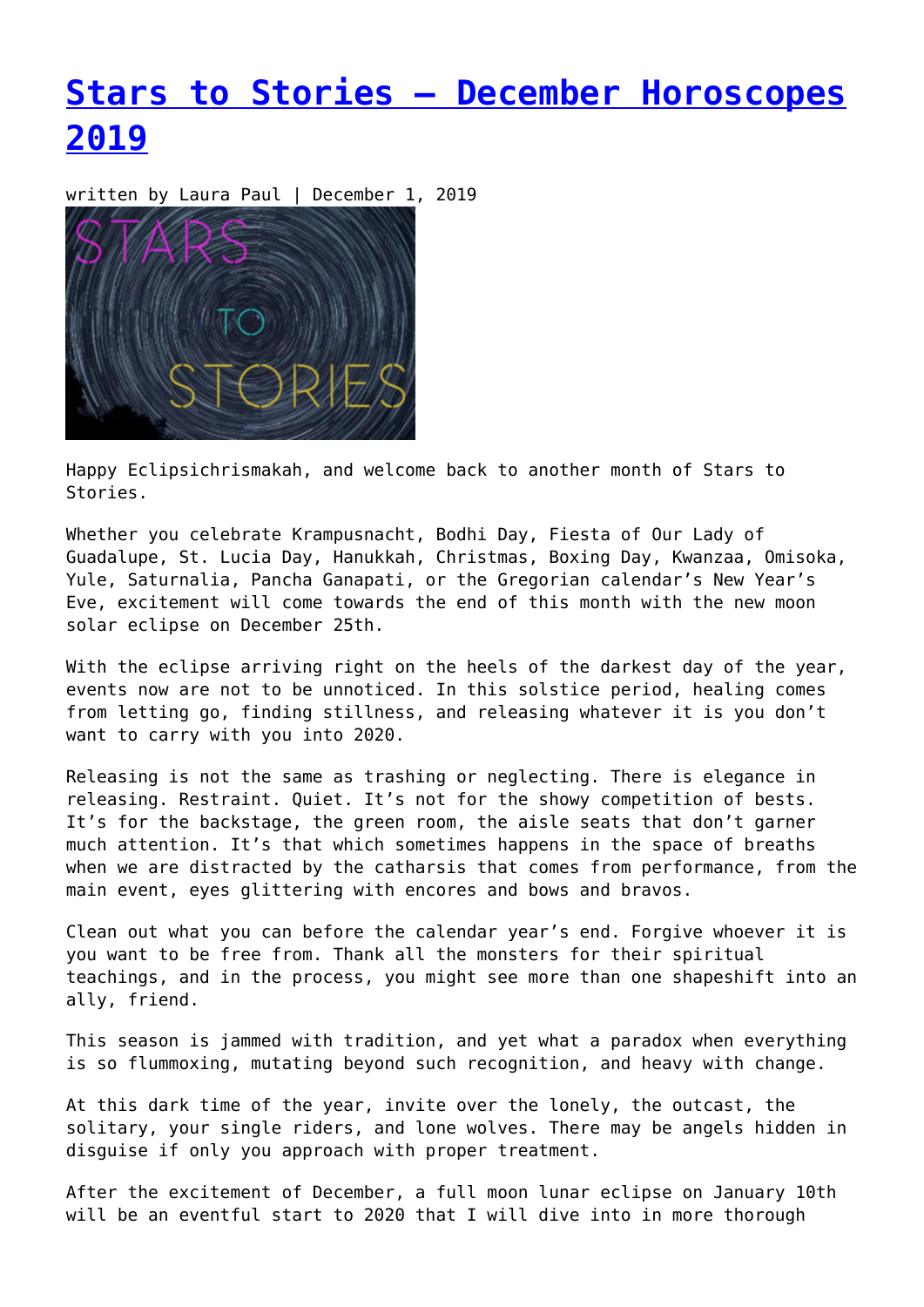# Stars to Stories – December Horoscopes 2019

written by Laura Paul | December 1, 2019

Happy Eclipsichrismakah, and welcome back to another month of Stars to Stories.

Whether you celebrate Krampusnacht, Bodhi Day, Fiesta of Our Lady of Guadalupe, St. Lucia Day, Hanukkah, Christmas, Boxing Day, Kwanzaa, Omisoka, Yule, Saturnalia, Pancha Ganapati, or the Gregorian calendar's New Year's Eve, excitement will come towards the end of this month with the new moon solar eclipse on December 25th.

With the eclipse arriving right on the heels of the darkest day of the year, events now are not to be unnoticed. In this solstice period, healing comes from letting go, finding stillness, and releasing whatever it is you don't want to carry with you into 2020.

Releasing is not the same as trashing or neglecting. There is elegance in releasing. Restraint. Quiet. It's not for the showy competition of bests. It's for the backstage, the green room, the aisle seats that don't garner much attention. It's that which sometimes happens in the space of breaths when we are distracted by the catharsis that comes from performance, from the main event, eyes glittering with encores and bows and bravos.

Clean out what you can before the calendar year's end. Forgive whoever it is you want to be free from. Thank all the monsters for their spiritual teachings, and in the process, you might see more than one shapeshift into an ally, friend.

This season is jammed with tradition, and yet what a paradox when everything is so flummoxing, mutating beyond such recognition, and heavy with change.

At this dark time of the year, invite over the lonely, the outcast, the solitary, your single riders, and lone wolves. There may be angels hidden in disguise if only you approach with proper treatment.

After the excitement of December, a full moon lunar eclipse on January 10th will be an eventful start to 2020 that I will dive into in more thorough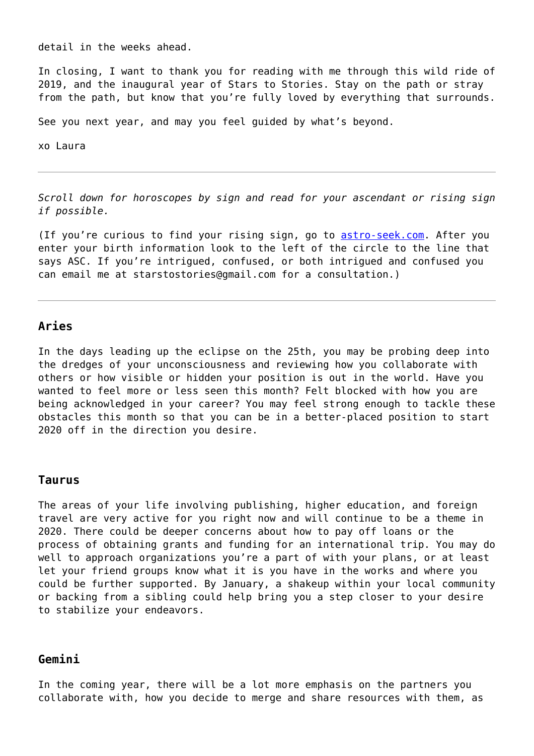detail in the weeks ahead.

In closing, I want to thank you for reading with me through this wild ride of 2019, and the inaugural year of Stars to Stories. Stay on the path or stray from the path, but know that you're fully loved by everything that surrounds.

See you next year, and may you feel guided by what's beyond.

xo Laura

---

*Scroll down for horoscopes by sign and read for your ascendant or rising sign if possible.*

(If you're curious to find your rising sign, go to [astro-seek.com](astro-seek.com). After you enter your birth information look to the left of the circle to the line that says ASC. If you're intrigued, confused, or both intrigued and confused you can email me at starstostories@gmail.com for a consultation.)

---

### Aries

In the days leading up the eclipse on the 25th, you may be probing deep into the dredges of your unconsciousness and reviewing how you collaborate with others or how visible or hidden your position is out in the world. Have you wanted to feel more or less seen this month? Felt blocked with how you are being acknowledged in your career? You may feel strong enough to tackle these obstacles this month so that you can be in a better-placed position to start 2020 off in the direction you desire.

### Taurus

The areas of your life involving publishing, higher education, and foreign travel are very active for you right now and will continue to be a theme in 2020. There could be deeper concerns about how to pay off loans or the process of obtaining grants and funding for an international trip. You may do well to approach organizations you're a part of with your plans, or at least let your friend groups know what it is you have in the works and where you could be further supported. By January, a shakeup within your local community or backing from a sibling could help bring you a step closer to your desire to stabilize your endeavors.

### Gemini

In the coming year, there will be a lot more emphasis on the partners you collaborate with, how you decide to merge and share resources with them, as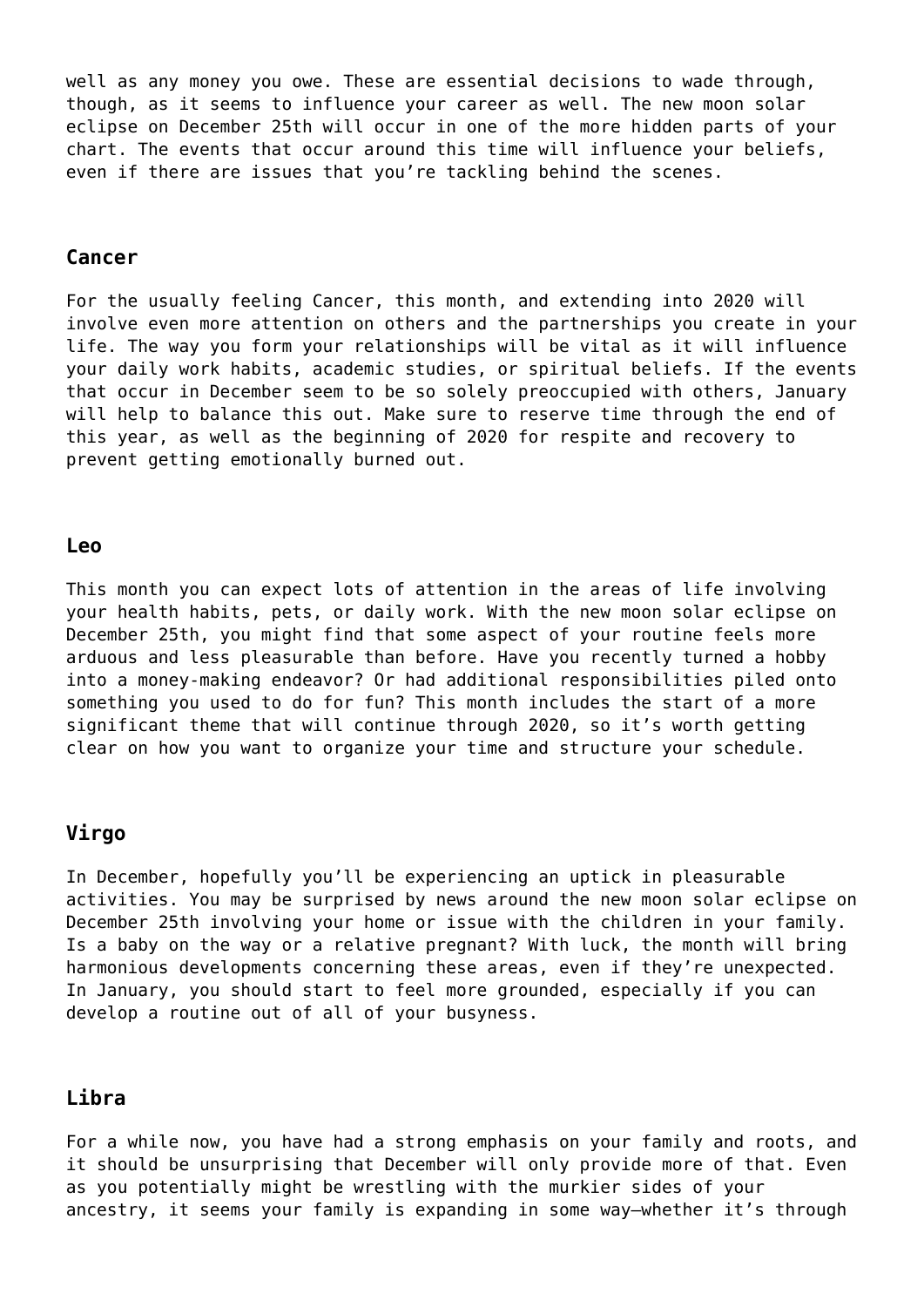well as any money you owe. These are essential decisions to wade through, though, as it seems to influence your career as well. The new moon solar eclipse on December 25th will occur in one of the more hidden parts of your chart. The events that occur around this time will influence your beliefs, even if there are issues that you're tackling behind the scenes.

### Cancer

For the usually feeling Cancer, this month, and extending into 2020 will involve even more attention on others and the partnerships you create in your life. The way you form your relationships will be vital as it will influence your daily work habits, academic studies, or spiritual beliefs. If the events that occur in December seem to be so solely preoccupied with others, January will help to balance this out. Make sure to reserve time through the end of this year, as well as the beginning of 2020 for respite and recovery to prevent getting emotionally burned out.

### Leo

This month you can expect lots of attention in the areas of life involving your health habits, pets, or daily work. With the new moon solar eclipse on December 25th, you might find that some aspect of your routine feels more arduous and less pleasurable than before. Have you recently turned a hobby into a money-making endeavor? Or had additional responsibilities piled onto something you used to do for fun? This month includes the start of a more significant theme that will continue through 2020, so it's worth getting clear on how you want to organize your time and structure your schedule.

### Virgo

In December, hopefully you'll be experiencing an uptick in pleasurable activities. You may be surprised by news around the new moon solar eclipse on December 25th involving your home or issue with the children in your family. Is a baby on the way or a relative pregnant? With luck, the month will bring harmonious developments concerning these areas, even if they're unexpected. In January, you should start to feel more grounded, especially if you can develop a routine out of all of your busyness.

### Libra

For a while now, you have had a strong emphasis on your family and roots, and it should be unsurprising that December will only provide more of that. Even as you potentially might be wrestling with the murkier sides of your ancestry, it seems your family is expanding in some way—whether it's through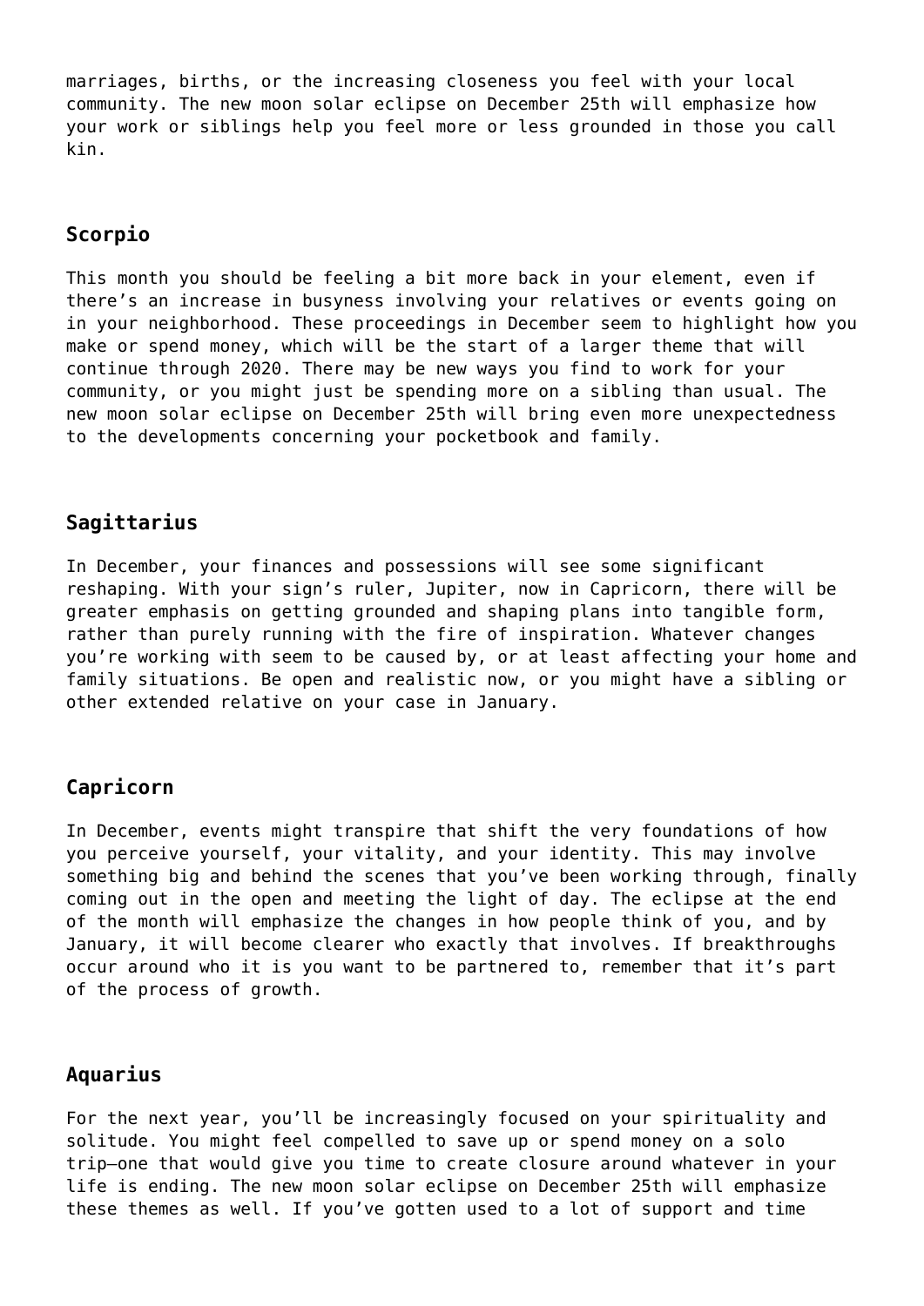marriages, births, or the increasing closeness you feel with your local community. The new moon solar eclipse on December 25th will emphasize how your work or siblings help you feel more or less grounded in those you call kin.

## Scorpio

This month you should be feeling a bit more back in your element, even if there's an increase in busyness involving your relatives or events going on in your neighborhood. These proceedings in December seem to highlight how you make or spend money, which will be the start of a larger theme that will continue through 2020. There may be new ways you find to work for your community, or you might just be spending more on a sibling than usual. The new moon solar eclipse on December 25th will bring even more unexpectedness to the developments concerning your pocketbook and family.

## Sagittarius

In December, your finances and possessions will see some significant reshaping. With your sign's ruler, Jupiter, now in Capricorn, there will be greater emphasis on getting grounded and shaping plans into tangible form, rather than purely running with the fire of inspiration. Whatever changes you're working with seem to be caused by, or at least affecting your home and family situations. Be open and realistic now, or you might have a sibling or other extended relative on your case in January.

## Capricorn

In December, events might transpire that shift the very foundations of how you perceive yourself, your vitality, and your identity. This may involve something big and behind the scenes that you've been working through, finally coming out in the open and meeting the light of day. The eclipse at the end of the month will emphasize the changes in how people think of you, and by January, it will become clearer who exactly that involves. If breakthroughs occur around who it is you want to be partnered to, remember that it's part of the process of growth.

## Aquarius

For the next year, you'll be increasingly focused on your spirituality and solitude. You might feel compelled to save up or spend money on a solo trip—one that would give you time to create closure around whatever in your life is ending. The new moon solar eclipse on December 25th will emphasize these themes as well. If you've gotten used to a lot of support and time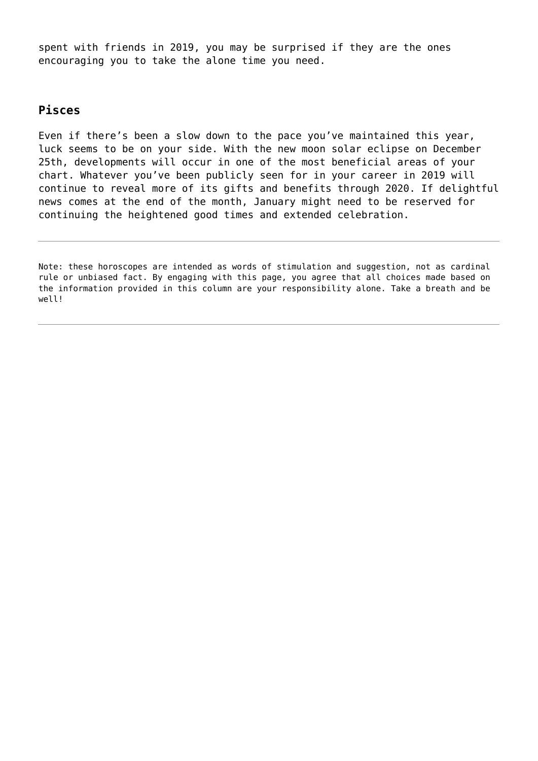spent with friends in 2019, you may be surprised if they are the ones encouraging you to take the alone time you need.

## Pisces

Even if there's been a slow down to the pace you've maintained this year, luck seems to be on your side. With the new moon solar eclipse on December 25th, developments will occur in one of the most beneficial areas of your chart. Whatever you've been publicly seen for in your career in 2019 will continue to reveal more of its gifts and benefits through 2020. If delightful news comes at the end of the month, January might need to be reserved for continuing the heightened good times and extended celebration.

---

Note: these horoscopes are intended as words of stimulation and suggestion, not as cardinal rule or unbiased fact. By engaging with this page, you agree that all choices made based on the information provided in this column are your responsibility alone. Take a breath and be well!

---